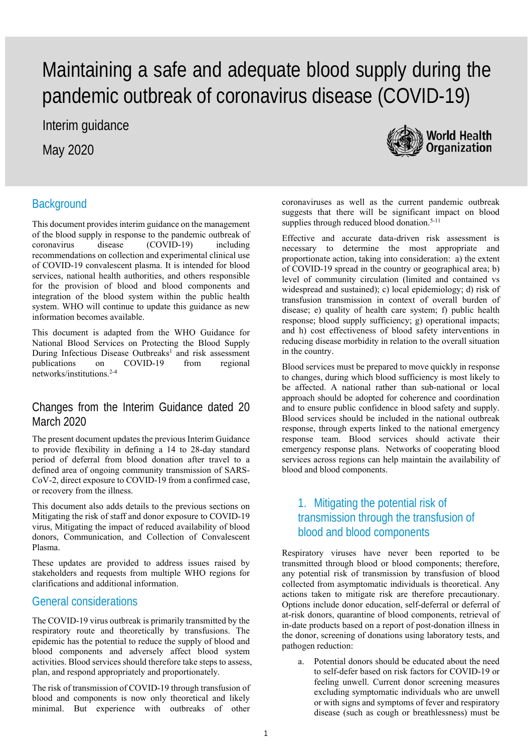# Maintaining a safe and adequate blood supply during the pandemic outbreak of coronavirus disease (COVID-19)

Interim guidance

May 2020

## Background

This document provides interim guidance on the management of the blood supply in response to the pandemic outbreak of coronavirus disease (COVID-19) including recommendations on collection and experimental clinical use of COVID-19 convalescent plasma. It is intended for blood services, national health authorities, and others responsible for the provision of blood and blood components and integration of the blood system within the public health system. WHO will continue to update this guidance as new information becomes available.

This document is adapted from the WHO Guidance for National Blood Services on Protecting the Blood Supply During Infectious Disease Outbreaks[1] and risk assessment publications on COVID-19 from regional networks/institutions.[2-4]

## Changes from the Interim Guidance dated 20 March 2020

The present document updates the previous Interim Guidance to provide flexibility in defining a 14 to 28-day standard period of deferral from blood donation after travel to a defined area of ongoing community transmission of SARS-CoV-2, direct exposure to COVID-19 from a confirmed case, or recovery from the illness.

This document also adds details to the previous sections on Mitigating the risk of staff and donor exposure to COVID-19 virus, Mitigating the impact of reduced availability of blood donors, Communication, and Collection of Convalescent Plasma.

These updates are provided to address issues raised by stakeholders and requests from multiple WHO regions for clarifications and additional information.

## General considerations

The COVID-19 virus outbreak is primarily transmitted by the respiratory route and theoretically by transfusions. The epidemic has the potential to reduce the supply of blood and blood components and adversely affect blood system activities. Blood services should therefore take steps to assess, plan, and respond appropriately and proportionately.

The risk of transmission of COVID-19 through transfusion of blood and components is now only theoretical and likely minimal. But experience with outbreaks of other coronaviruses as well as the current pandemic outbreak suggests that there will be significant impact on blood supplies through reduced blood donation.[5-11]

Effective and accurate data-driven risk assessment is necessary to determine the most appropriate and proportionate action, taking into consideration: a) the extent of COVID-19 spread in the country or geographical area; b) level of community circulation (limited and contained vs widespread and sustained); c) local epidemiology; d) risk of transfusion transmission in context of overall burden of disease; e) quality of health care system; f) public health response; blood supply sufficiency; g) operational impacts; and h) cost effectiveness of blood safety interventions in reducing disease morbidity in relation to the overall situation in the country.

Blood services must be prepared to move quickly in response to changes, during which blood sufficiency is most likely to be affected. A national rather than sub-national or local approach should be adopted for coherence and coordination and to ensure public confidence in blood safety and supply. Blood services should be included in the national outbreak response, through experts linked to the national emergency response team. Blood services should activate their emergency response plans. Networks of cooperating blood services across regions can help maintain the availability of blood and blood components.

## 1. Mitigating the potential risk of transmission through the transfusion of blood and blood components

Respiratory viruses have never been reported to be transmitted through blood or blood components; therefore, any potential risk of transmission by transfusion of blood collected from asymptomatic individuals is theoretical. Any actions taken to mitigate risk are therefore precautionary. Options include donor education, self-deferral or deferral of at-risk donors, quarantine of blood components, retrieval of in-date products based on a report of post-donation illness in the donor, screening of donations using laboratory tests, and pathogen reduction:

a. Potential donors should be educated about the need to self-defer based on risk factors for COVID-19 or feeling unwell. Current donor screening measures excluding symptomatic individuals who are unwell or with signs and symptoms of fever and respiratory disease (such as cough or breathlessness) must be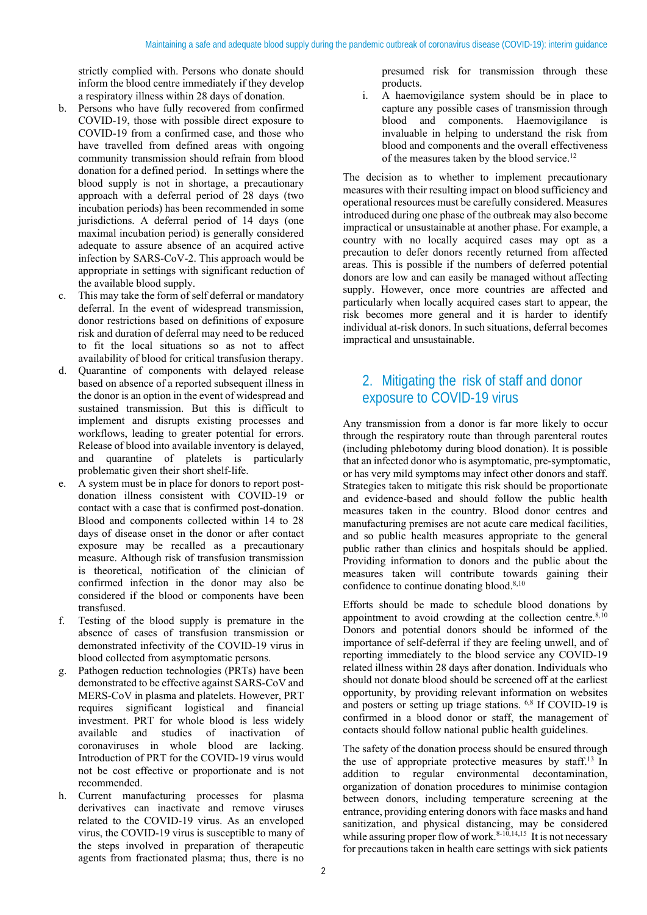strictly complied with. Persons who donate should inform the blood centre immediately if they develop a respiratory illness within 28 days of donation.

b. Persons who have fully recovered from confirmed COVID-19, those with possible direct exposure to COVID-19 from a confirmed case, and those who have travelled from defined areas with ongoing community transmission should refrain from blood donation for a defined period. In settings where the blood supply is not in shortage, a precautionary approach with a deferral period of 28 days (two incubation periods) has been recommended in some jurisdictions. A deferral period of 14 days (one maximal incubation period) is generally considered adequate to assure absence of an acquired active infection by SARS-CoV-2. This approach would be appropriate in settings with significant reduction of the available blood supply.

c. This may take the form of self deferral or mandatory deferral. In the event of widespread transmission, donor restrictions based on definitions of exposure risk and duration of deferral may need to be reduced to fit the local situations so as not to affect availability of blood for critical transfusion therapy.

d. Quarantine of components with delayed release based on absence of a reported subsequent illness in the donor is an option in the event of widespread and sustained transmission. But this is difficult to implement and disrupts existing processes and workflows, leading to greater potential for errors. Release of blood into available inventory is delayed, and quarantine of platelets is particularly problematic given their short shelf-life.

e. A system must be in place for donors to report post-donation illness consistent with COVID-19 or contact with a case that is confirmed post-donation. Blood and components collected within 14 to 28 days of disease onset in the donor or after contact exposure may be recalled as a precautionary measure. Although risk of transfusion transmission is theoretical, notification of the clinician of confirmed infection in the donor may also be considered if the blood or components have been transfused.

f. Testing of the blood supply is premature in the absence of cases of transfusion transmission or demonstrated infectivity of the COVID-19 virus in blood collected from asymptomatic persons.

g. Pathogen reduction technologies (PRTs) have been demonstrated to be effective against SARS-CoV and MERS-CoV in plasma and platelets. However, PRT requires significant logistical and financial investment. PRT for whole blood is less widely available and studies of inactivation of coronaviruses in whole blood are lacking. Introduction of PRT for the COVID-19 virus would not be cost effective or proportionate and is not recommended.

h. Current manufacturing processes for plasma derivatives can inactivate and remove viruses related to the COVID-19 virus. As an enveloped virus, the COVID-19 virus is susceptible to many of the steps involved in preparation of therapeutic agents from fractionated plasma; thus, there is no presumed risk for transmission through these products.

i. A haemovigilance system should be in place to capture any possible cases of transmission through blood and components. Haemovigilance is invaluable in helping to understand the risk from blood and components and the overall effectiveness of the measures taken by the blood service.[12]

The decision as to whether to implement precautionary measures with their resulting impact on blood sufficiency and operational resources must be carefully considered. Measures introduced during one phase of the outbreak may also become impractical or unsustainable at another phase. For example, a country with no locally acquired cases may opt as a precaution to defer donors recently returned from affected areas. This is possible if the numbers of deferred potential donors are low and can easily be managed without affecting supply. However, once more countries are affected and particularly when locally acquired cases start to appear, the risk becomes more general and it is harder to identify individual at-risk donors. In such situations, deferral becomes impractical and unsustainable.

## 2. Mitigating the risk of staff and donor exposure to COVID-19 virus

Any transmission from a donor is far more likely to occur through the respiratory route than through parenteral routes (including phlebotomy during blood donation). It is possible that an infected donor who is asymptomatic, pre-symptomatic, or has very mild symptoms may infect other donors and staff. Strategies taken to mitigate this risk should be proportionate and evidence-based and should follow the public health measures taken in the country. Blood donor centres and manufacturing premises are not acute care medical facilities, and so public health measures appropriate to the general public rather than clinics and hospitals should be applied. Providing information to donors and the public about the measures taken will contribute towards gaining their confidence to continue donating blood.[8,10]

Efforts should be made to schedule blood donations by appointment to avoid crowding at the collection centre.[8,10] Donors and potential donors should be informed of the importance of self-deferral if they are feeling unwell, and of reporting immediately to the blood service any COVID-19 related illness within 28 days after donation. Individuals who should not donate blood should be screened off at the earliest opportunity, by providing relevant information on websites and posters or setting up triage stations.[6,8] If COVID-19 is confirmed in a blood donor or staff, the management of contacts should follow national public health guidelines.

The safety of the donation process should be ensured through the use of appropriate protective measures by staff.[13] In addition to regular environmental decontamination, organization of donation procedures to minimise contagion between donors, including temperature screening at the entrance, providing entering donors with face masks and hand sanitization, and physical distancing, may be considered while assuring proper flow of work.[8-10,14,15] It is not necessary for precautions taken in health care settings with sick patients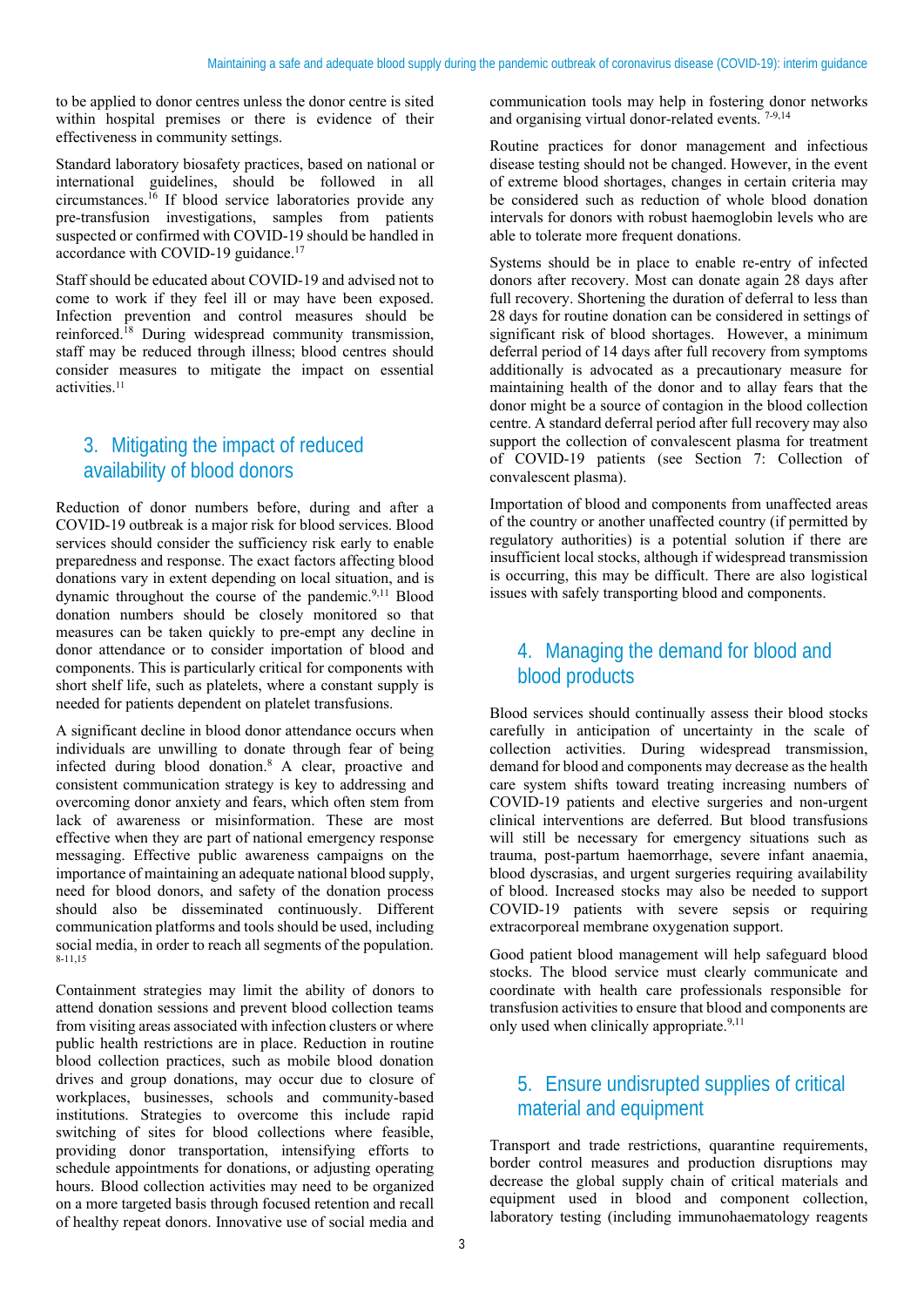to be applied to donor centres unless the donor centre is sited within hospital premises or there is evidence of their effectiveness in community settings.

Standard laboratory biosafety practices, based on national or international guidelines, should be followed in all circumstances.[16] If blood service laboratories provide any pre-transfusion investigations, samples from patients suspected or confirmed with COVID-19 should be handled in accordance with COVID-19 guidance.[17]

Staff should be educated about COVID-19 and advised not to come to work if they feel ill or may have been exposed. Infection prevention and control measures should be reinforced.[18] During widespread community transmission, staff may be reduced through illness; blood centres should consider measures to mitigate the impact on essential activities.[11]

## 3. Mitigating the impact of reduced availability of blood donors

Reduction of donor numbers before, during and after a COVID-19 outbreak is a major risk for blood services. Blood services should consider the sufficiency risk early to enable preparedness and response. The exact factors affecting blood donations vary in extent depending on local situation, and is dynamic throughout the course of the pandemic.[9,11] Blood donation numbers should be closely monitored so that measures can be taken quickly to pre-empt any decline in donor attendance or to consider importation of blood and components. This is particularly critical for components with short shelf life, such as platelets, where a constant supply is needed for patients dependent on platelet transfusions.

A significant decline in blood donor attendance occurs when individuals are unwilling to donate through fear of being infected during blood donation.[8] A clear, proactive and consistent communication strategy is key to addressing and overcoming donor anxiety and fears, which often stem from lack of awareness or misinformation. These are most effective when they are part of national emergency response messaging. Effective public awareness campaigns on the importance of maintaining an adequate national blood supply, need for blood donors, and safety of the donation process should also be disseminated continuously. Different communication platforms and tools should be used, including social media, in order to reach all segments of the population.[8-11,15]

Containment strategies may limit the ability of donors to attend donation sessions and prevent blood collection teams from visiting areas associated with infection clusters or where public health restrictions are in place. Reduction in routine blood collection practices, such as mobile blood donation drives and group donations, may occur due to closure of workplaces, businesses, schools and community-based institutions. Strategies to overcome this include rapid switching of sites for blood collections where feasible, providing donor transportation, intensifying efforts to schedule appointments for donations, or adjusting operating hours. Blood collection activities may need to be organized on a more targeted basis through focused retention and recall of healthy repeat donors. Innovative use of social media and communication tools may help in fostering donor networks and organising virtual donor-related events.[7-9,14]

Routine practices for donor management and infectious disease testing should not be changed. However, in the event of extreme blood shortages, changes in certain criteria may be considered such as reduction of whole blood donation intervals for donors with robust haemoglobin levels who are able to tolerate more frequent donations.

Systems should be in place to enable re-entry of infected donors after recovery. Most can donate again 28 days after full recovery. Shortening the duration of deferral to less than 28 days for routine donation can be considered in settings of significant risk of blood shortages. However, a minimum deferral period of 14 days after full recovery from symptoms additionally is advocated as a precautionary measure for maintaining health of the donor and to allay fears that the donor might be a source of contagion in the blood collection centre. A standard deferral period after full recovery may also support the collection of convalescent plasma for treatment of COVID-19 patients (see Section 7: Collection of convalescent plasma).

Importation of blood and components from unaffected areas of the country or another unaffected country (if permitted by regulatory authorities) is a potential solution if there are insufficient local stocks, although if widespread transmission is occurring, this may be difficult. There are also logistical issues with safely transporting blood and components.

## 4. Managing the demand for blood and blood products

Blood services should continually assess their blood stocks carefully in anticipation of uncertainty in the scale of collection activities. During widespread transmission, demand for blood and components may decrease as the health care system shifts toward treating increasing numbers of COVID-19 patients and elective surgeries and non-urgent clinical interventions are deferred. But blood transfusions will still be necessary for emergency situations such as trauma, post-partum haemorrhage, severe infant anaemia, blood dyscrasias, and urgent surgeries requiring availability of blood. Increased stocks may also be needed to support COVID-19 patients with severe sepsis or requiring extracorporeal membrane oxygenation support.

Good patient blood management will help safeguard blood stocks. The blood service must clearly communicate and coordinate with health care professionals responsible for transfusion activities to ensure that blood and components are only used when clinically appropriate.[9,11]

## 5. Ensure undisrupted supplies of critical material and equipment

Transport and trade restrictions, quarantine requirements, border control measures and production disruptions may decrease the global supply chain of critical materials and equipment used in blood and component collection, laboratory testing (including immunohaematology reagents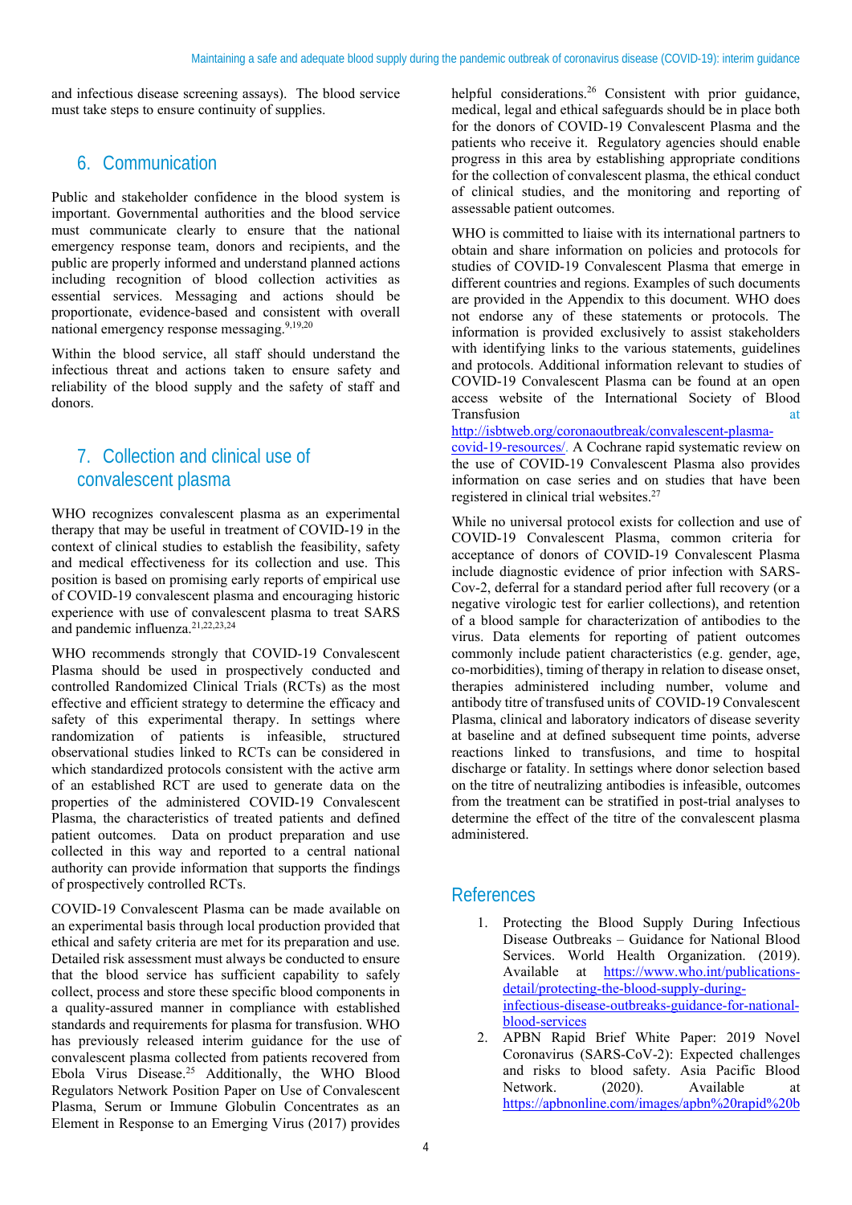and infectious disease screening assays). The blood service must take steps to ensure continuity of supplies.

## 6. Communication

Public and stakeholder confidence in the blood system is important. Governmental authorities and the blood service must communicate clearly to ensure that the national emergency response team, donors and recipients, and the public are properly informed and understand planned actions including recognition of blood collection activities as essential services. Messaging and actions should be proportionate, evidence-based and consistent with overall national emergency response messaging.[9,19,20]

Within the blood service, all staff should understand the infectious threat and actions taken to ensure safety and reliability of the blood supply and the safety of staff and donors.

## 7. Collection and clinical use of convalescent plasma

WHO recognizes convalescent plasma as an experimental therapy that may be useful in treatment of COVID-19 in the context of clinical studies to establish the feasibility, safety and medical effectiveness for its collection and use. This position is based on promising early reports of empirical use of COVID-19 convalescent plasma and encouraging historic experience with use of convalescent plasma to treat SARS and pandemic influenza.[21,22,23,24]

WHO recommends strongly that COVID-19 Convalescent Plasma should be used in prospectively conducted and controlled Randomized Clinical Trials (RCTs) as the most effective and efficient strategy to determine the efficacy and safety of this experimental therapy. In settings where randomization of patients is infeasible, structured observational studies linked to RCTs can be considered in which standardized protocols consistent with the active arm of an established RCT are used to generate data on the properties of the administered COVID-19 Convalescent Plasma, the characteristics of treated patients and defined patient outcomes. Data on product preparation and use collected in this way and reported to a central national authority can provide information that supports the findings of prospectively controlled RCTs.

COVID-19 Convalescent Plasma can be made available on an experimental basis through local production provided that ethical and safety criteria are met for its preparation and use. Detailed risk assessment must always be conducted to ensure that the blood service has sufficient capability to safely collect, process and store these specific blood components in a quality-assured manner in compliance with established standards and requirements for plasma for transfusion. WHO has previously released interim guidance for the use of convalescent plasma collected from patients recovered from Ebola Virus Disease.[25] Additionally, the WHO Blood Regulators Network Position Paper on Use of Convalescent Plasma, Serum or Immune Globulin Concentrates as an Element in Response to an Emerging Virus (2017) provides helpful considerations.[26] Consistent with prior guidance, medical, legal and ethical safeguards should be in place both for the donors of COVID-19 Convalescent Plasma and the patients who receive it. Regulatory agencies should enable progress in this area by establishing appropriate conditions for the collection of convalescent plasma, the ethical conduct of clinical studies, and the monitoring and reporting of assessable patient outcomes.

WHO is committed to liaise with its international partners to obtain and share information on policies and protocols for studies of COVID-19 Convalescent Plasma that emerge in different countries and regions. Examples of such documents are provided in the Appendix to this document. WHO does not endorse any of these statements or protocols. The information is provided exclusively to assist stakeholders with identifying links to the various statements, guidelines and protocols. Additional information relevant to studies of COVID-19 Convalescent Plasma can be found at an open access website of the International Society of Blood Transfusion at http://isbtweb.org/coronaoutbreak/convalescent-plasma-covid-19-resources/. A Cochrane rapid systematic review on the use of COVID-19 Convalescent Plasma also provides information on case series and on studies that have been registered in clinical trial websites.[27]

While no universal protocol exists for collection and use of COVID-19 Convalescent Plasma, common criteria for acceptance of donors of COVID-19 Convalescent Plasma include diagnostic evidence of prior infection with SARS-Cov-2, deferral for a standard period after full recovery (or a negative virologic test for earlier collections), and retention of a blood sample for characterization of antibodies to the virus. Data elements for reporting of patient outcomes commonly include patient characteristics (e.g. gender, age, co-morbidities), timing of therapy in relation to disease onset, therapies administered including number, volume and antibody titre of transfused units of COVID-19 Convalescent Plasma, clinical and laboratory indicators of disease severity at baseline and at defined subsequent time points, adverse reactions linked to transfusions, and time to hospital discharge or fatality. In settings where donor selection based on the titre of neutralizing antibodies is infeasible, outcomes from the treatment can be stratified in post-trial analyses to determine the effect of the titre of the convalescent plasma administered.

## References

1. Protecting the Blood Supply During Infectious Disease Outbreaks – Guidance for National Blood Services. World Health Organization. (2019). Available at https://www.who.int/publications-detail/protecting-the-blood-supply-during-infectious-disease-outbreaks-guidance-for-national-blood-services
2. APBN Rapid Brief White Paper: 2019 Novel Coronavirus (SARS-CoV-2): Expected challenges and risks to blood safety. Asia Pacific Blood Network. (2020). Available at https://apbnonline.com/images/apbn%20rapid%20b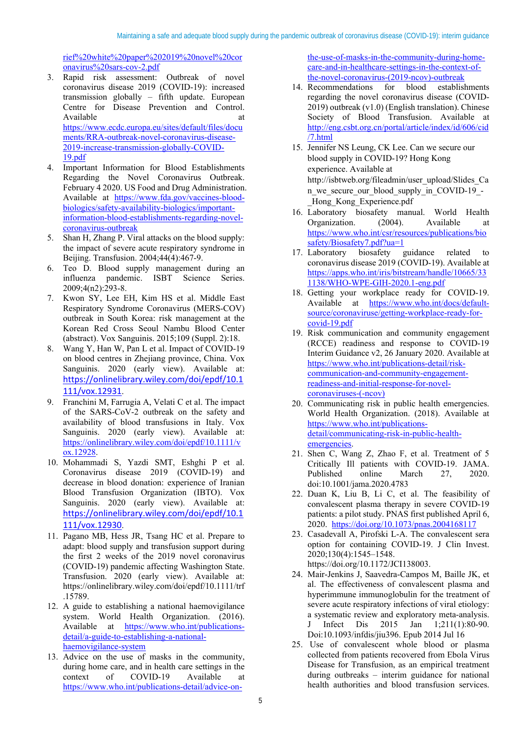rief%20white%20paper%202019%20novel%20coronavirus%20sars-cov-2.pdf

3. Rapid risk assessment: Outbreak of novel coronavirus disease 2019 (COVID-19): increased transmission globally – fifth update. European Centre for Disease Prevention and Control. Available at https://www.ecdc.europa.eu/sites/default/files/documents/RRA-outbreak-novel-coronavirus-disease-2019-increase-transmission-globally-COVID-19.pdf
4. Important Information for Blood Establishments Regarding the Novel Coronavirus Outbreak. February 4 2020. US Food and Drug Administration. Available at https://www.fda.gov/vaccines-blood-biologics/safety-availability-biologics/important-information-blood-establishments-regarding-novel-coronavirus-outbreak
5. Shan H, Zhang P. Viral attacks on the blood supply: the impact of severe acute respiratory syndrome in Beijing. Transfusion. 2004;44(4):467-9.
6. Teo D. Blood supply management during an influenza pandemic. ISBT Science Series. 2009;4(n2):293-8.
7. Kwon SY, Lee EH, Kim HS et al. Middle East Respiratory Syndrome Coronavirus (MERS-COV) outbreak in South Korea: risk management at the Korean Red Cross Seoul Nambu Blood Center (abstract). Vox Sanguinis. 2015;109 (Suppl. 2):18.
8. Wang Y, Han W, Pan L et al. Impact of COVID-19 on blood centres in Zhejiang province, China. Vox Sanguinis. 2020 (early view). Available at: https://onlinelibrary.wiley.com/doi/epdf/10.1111/vox.12931.
9. Franchini M, Farrugia A, Velati C et al. The impact of the SARS-CoV-2 outbreak on the safety and availability of blood transfusions in Italy. Vox Sanguinis. 2020 (early view). Available at: https://onlinelibrary.wiley.com/doi/epdf/10.1111/vox.12928.
10. Mohammadi S, Yazdi SMT, Eshghi P et al. Coronavirus disease 2019 (COVID-19) and decrease in blood donation: experience of Iranian Blood Transfusion Organization (IBTO). Vox Sanguinis. 2020 (early view). Available at: https://onlinelibrary.wiley.com/doi/epdf/10.1111/vox.12930.
11. Pagano MB, Hess JR, Tsang HC et al. Prepare to adapt: blood supply and transfusion support during the first 2 weeks of the 2019 novel coronavirus (COVID-19) pandemic affecting Washington State. Transfusion. 2020 (early view). Available at: https://onlinelibrary.wiley.com/doi/epdf/10.1111/trf.15789.
12. A guide to establishing a national haemovigilance system. World Health Organization. (2016). Available at https://www.who.int/publications-detail/a-guide-to-establishing-a-national-haemovigilance-system
13. Advice on the use of masks in the community, during home care, and in health care settings in the context of COVID-19 Available at https://www.who.int/publications-detail/advice-on-the-use-of-masks-in-the-community-during-home-care-and-in-healthcare-settings-in-the-context-of-the-novel-coronavirus-(2019-ncov)-outbreak
14. Recommendations for blood establishments regarding the novel coronavirus disease (COVID-2019) outbreak (v1.0) (English translation). Chinese Society of Blood Transfusion. Available at http://eng.csbt.org.cn/portal/article/index/id/606/cid/7.html
15. Jennifer NS Leung, CK Lee. Can we secure our blood supply in COVID-19? Hong Kong experience. Available at http://isbtweb.org/fileadmin/user_upload/Slides_Can_we_secure_our_blood_supply_in_COVID-19_-_Hong_Kong_Experience.pdf
16. Laboratory biosafety manual. World Health Organization. (2004). Available at https://www.who.int/csr/resources/publications/biosafety/Biosafety7.pdf?ua=1
17. Laboratory biosafety guidance related to coronavirus disease 2019 (COVID-19). Available at https://apps.who.int/iris/bitstream/handle/10665/331138/WHO-WPE-GIH-2020.1-eng.pdf
18. Getting your workplace ready for COVID-19. Available at https://www.who.int/docs/default-source/coronaviruse/getting-workplace-ready-for-covid-19.pdf
19. Risk communication and community engagement (RCCE) readiness and response to COVID-19 Interim Guidance v2, 26 January 2020. Available at https://www.who.int/publications-detail/risk-communication-and-community-engagement-readiness-and-initial-response-for-novel-coronaviruses-(-ncov)
20. Communicating risk in public health emergencies. World Health Organization. (2018). Available at https://www.who.int/publications-detail/communicating-risk-in-public-health-emergencies.
21. Shen C, Wang Z, Zhao F, et al. Treatment of 5 Critically Ill patients with COVID-19. JAMA. Published online March 27, 2020. doi:10.1001/jama.2020.4783
22. Duan K, Liu B, Li C, et al. The feasibility of convalescent plasma therapy in severe COVID-19 patients: a pilot study. PNAS first published April 6, 2020. https://doi.org/10.1073/pnas.2004168117
23. Casadevall A, Pirofski L-A. The convalescent sera option for containing COVID-19. J Clin Invest. 2020;130(4):1545–1548. https://doi.org/10.1172/JCI138003.
24. Mair-Jenkins J, Saavedra-Campos M, Baille JK, et al. The effectiveness of convalescent plasma and hyperimmune immunoglobulin for the treatment of severe acute respiratory infections of viral etiology: a systematic review and exploratory meta-analysis. J Infect Dis 2015 Jan 1;211(1):80-90. Doi:10.1093/infdis/jiu396. Epub 2014 Jul 16
25. Use of convalescent whole blood or plasma collected from patients recovered from Ebola Virus Disease for Transfusion, as an empirical treatment during outbreaks – interim guidance for national health authorities and blood transfusion services.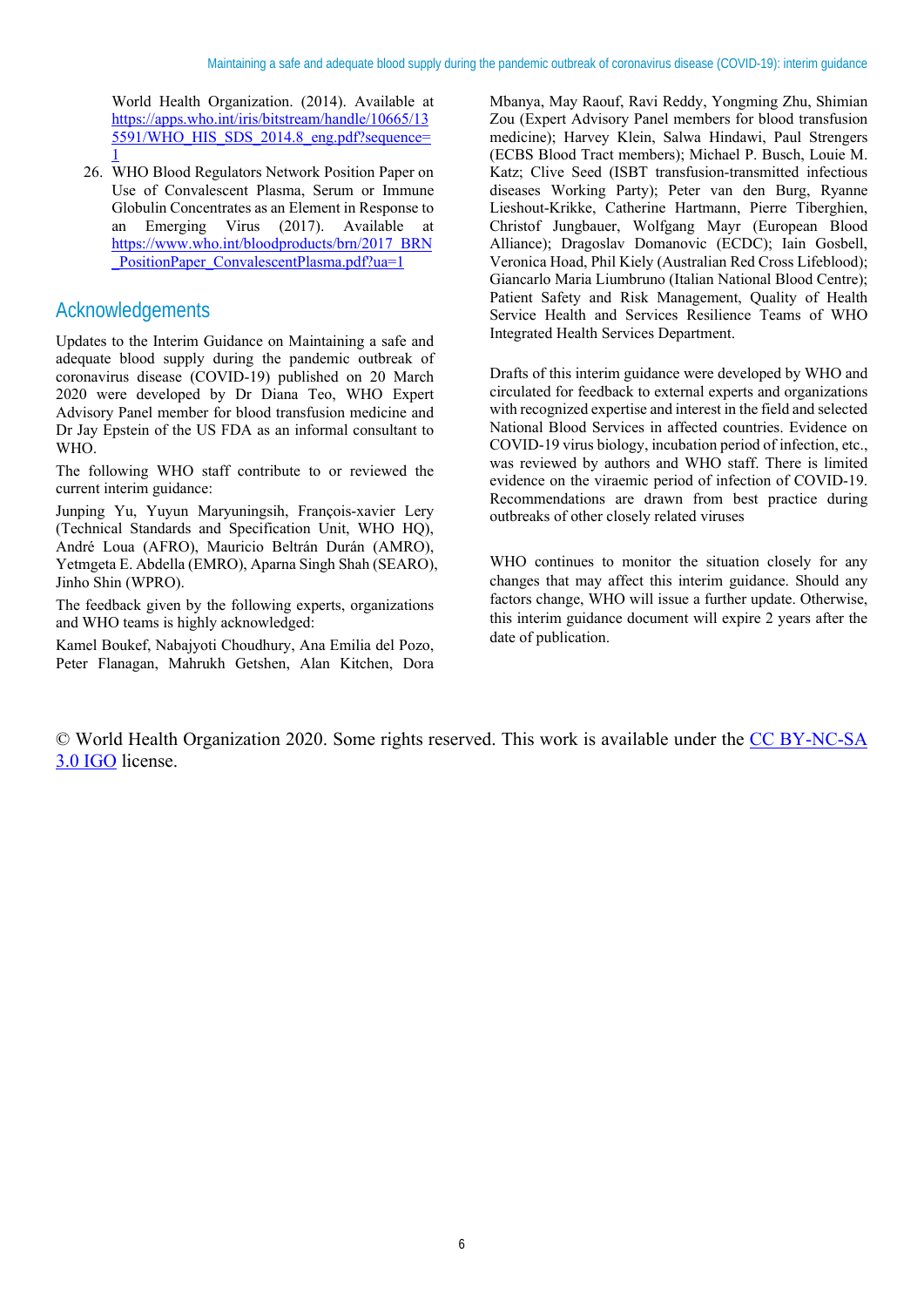World Health Organization. (2014). Available at https://apps.who.int/iris/bitstream/handle/10665/135591/WHO_HIS_SDS_2014.8_eng.pdf?sequence=1

26. WHO Blood Regulators Network Position Paper on Use of Convalescent Plasma, Serum or Immune Globulin Concentrates as an Element in Response to an Emerging Virus (2017). Available at https://www.who.int/bloodproducts/brn/2017_BRN_PositionPaper_ConvalescentPlasma.pdf?ua=1

## Acknowledgements

Updates to the Interim Guidance on Maintaining a safe and adequate blood supply during the pandemic outbreak of coronavirus disease (COVID-19) published on 20 March 2020 were developed by Dr Diana Teo, WHO Expert Advisory Panel member for blood transfusion medicine and Dr Jay Epstein of the US FDA as an informal consultant to WHO.

The following WHO staff contribute to or reviewed the current interim guidance:

Junping Yu, Yuyun Maryuningsih, François-xavier Lery (Technical Standards and Specification Unit, WHO HQ), André Loua (AFRO), Mauricio Beltrán Durán (AMRO), Yetmgeta E. Abdella (EMRO), Aparna Singh Shah (SEARO), Jinho Shin (WPRO).

The feedback given by the following experts, organizations and WHO teams is highly acknowledged:

Kamel Boukef, Nabajyoti Choudhury, Ana Emilia del Pozo, Peter Flanagan, Mahrukh Getshen, Alan Kitchen, Dora Mbanya, May Raouf, Ravi Reddy, Yongming Zhu, Shimian Zou (Expert Advisory Panel members for blood transfusion medicine); Harvey Klein, Salwa Hindawi, Paul Strengers (ECBS Blood Tract members); Michael P. Busch, Louie M. Katz; Clive Seed (ISBT transfusion-transmitted infectious diseases Working Party); Peter van den Burg, Ryanne Lieshout-Krikke, Catherine Hartmann, Pierre Tiberghien, Christof Jungbauer, Wolfgang Mayr (European Blood Alliance); Dragoslav Domanovic (ECDC); Iain Gosbell, Veronica Hoad, Phil Kiely (Australian Red Cross Lifeblood); Giancarlo Maria Liumbruno (Italian National Blood Centre); Patient Safety and Risk Management, Quality of Health Service Health and Services Resilience Teams of WHO Integrated Health Services Department.

Drafts of this interim guidance were developed by WHO and circulated for feedback to external experts and organizations with recognized expertise and interest in the field and selected National Blood Services in affected countries. Evidence on COVID-19 virus biology, incubation period of infection, etc., was reviewed by authors and WHO staff. There is limited evidence on the viraemic period of infection of COVID-19. Recommendations are drawn from best practice during outbreaks of other closely related viruses

WHO continues to monitor the situation closely for any changes that may affect this interim guidance. Should any factors change, WHO will issue a further update. Otherwise, this interim guidance document will expire 2 years after the date of publication.

© World Health Organization 2020. Some rights reserved. This work is available under the CC BY-NC-SA 3.0 IGO license.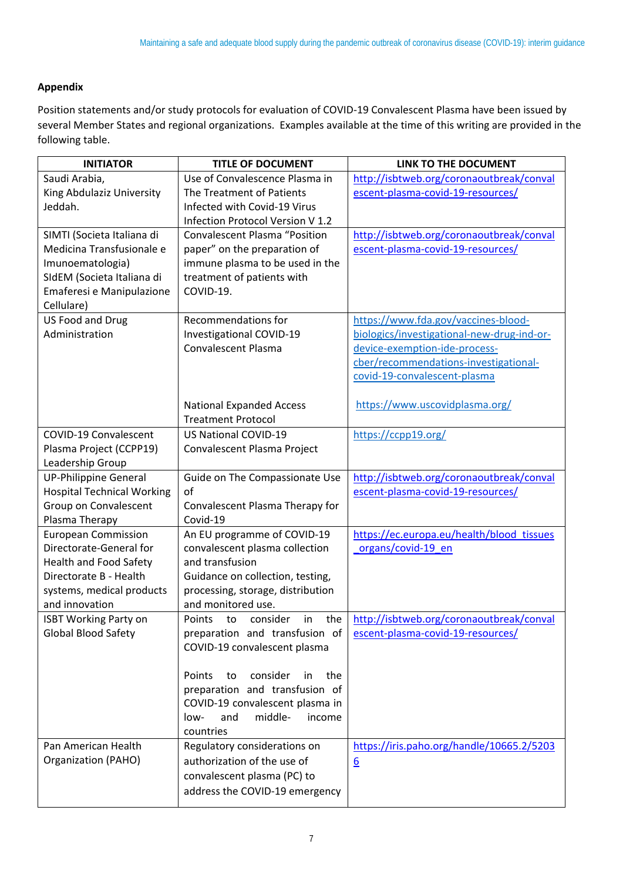**Appendix**

Position statements and/or study protocols for evaluation of COVID-19 Convalescent Plasma have been issued by several Member States and regional organizations. Examples available at the time of this writing are provided in the following table.

| INITIATOR | TITLE OF DOCUMENT | LINK TO THE DOCUMENT |
|---|---|---|
| Saudi Arabia, King Abdulaziz University Jeddah. | Use of Convalescence Plasma in The Treatment of Patients Infected with Covid-19 Virus Infection Protocol Version V 1.2 | http://isbtweb.org/coronaoutbreak/convalescent-plasma-covid-19-resources/ |
| SIMTI (Societa Italiana di Medicina Transfusionale e Imunoematologia) SIdEM (Societa Italiana di Emaferesi e Manipulazione Cellulare) | Convalescent Plasma "Position paper" on the preparation of immune plasma to be used in the treatment of patients with COVID-19. | http://isbtweb.org/coronaoutbreak/convalescent-plasma-covid-19-resources/ |
| US Food and Drug Administration | Recommendations for Investigational COVID-19 Convalescent Plasma<br><br>National Expanded Access Treatment Protocol | https://www.fda.gov/vaccines-blood-biologics/investigational-new-drug-ind-or-device-exemption-ide-process-cber/recommendations-investigational-covid-19-convalescent-plasma<br><br>https://www.uscovidplasma.org/ |
| COVID-19 Convalescent Plasma Project (CCPP19) Leadership Group | US National COVID-19 Convalescent Plasma Project | https://ccpp19.org/ |
| UP-Philippine General Hospital Technical Working Group on Convalescent Plasma Therapy | Guide on The Compassionate Use of Convalescent Plasma Therapy for Covid-19 | http://isbtweb.org/coronaoutbreak/convalescent-plasma-covid-19-resources/ |
| European Commission Directorate-General for Health and Food Safety Directorate B - Health systems, medical products and innovation | An EU programme of COVID-19 convalescent plasma collection and transfusion Guidance on collection, testing, processing, storage, distribution and monitored use. | https://ec.europa.eu/health/blood_tissues_organs/covid-19_en |
| ISBT Working Party on Global Blood Safety | Points to consider in the preparation and transfusion of COVID-19 convalescent plasma<br><br>Points to consider in the preparation and transfusion of COVID-19 convalescent plasma in low- and middle- income countries | http://isbtweb.org/coronaoutbreak/convalescent-plasma-covid-19-resources/ |
| Pan American Health Organization (PAHO) | Regulatory considerations on authorization of the use of convalescent plasma (PC) to address the COVID-19 emergency | https://iris.paho.org/handle/10665.2/52036 |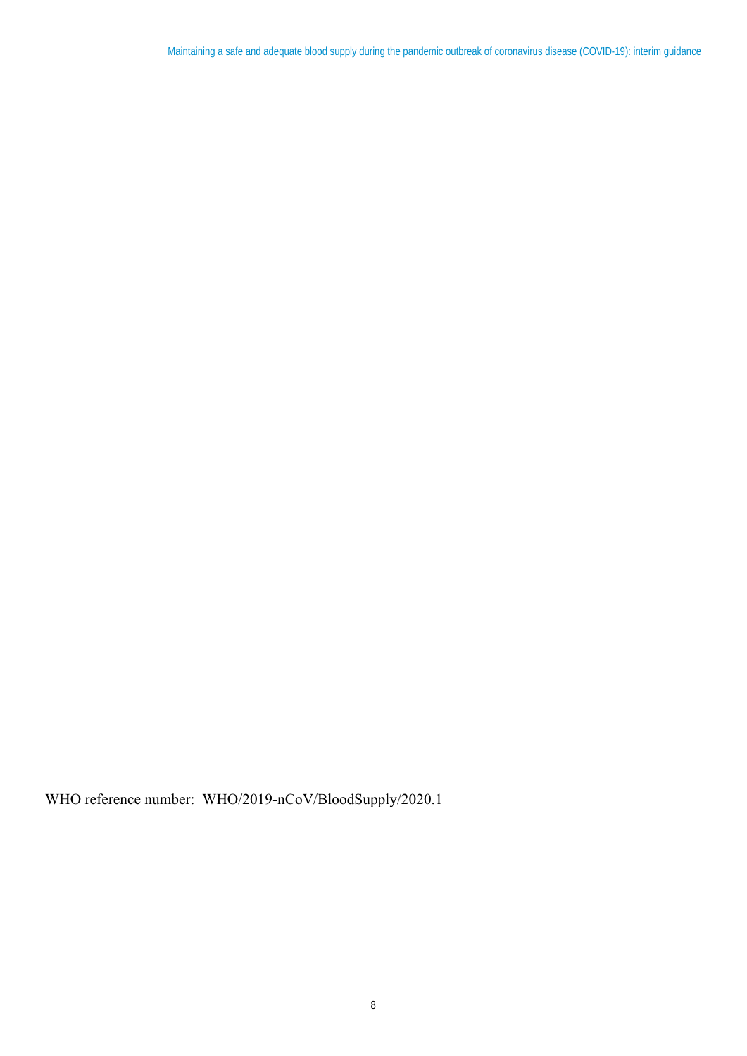WHO reference number: WHO/2019-nCoV/BloodSupply/2020.1